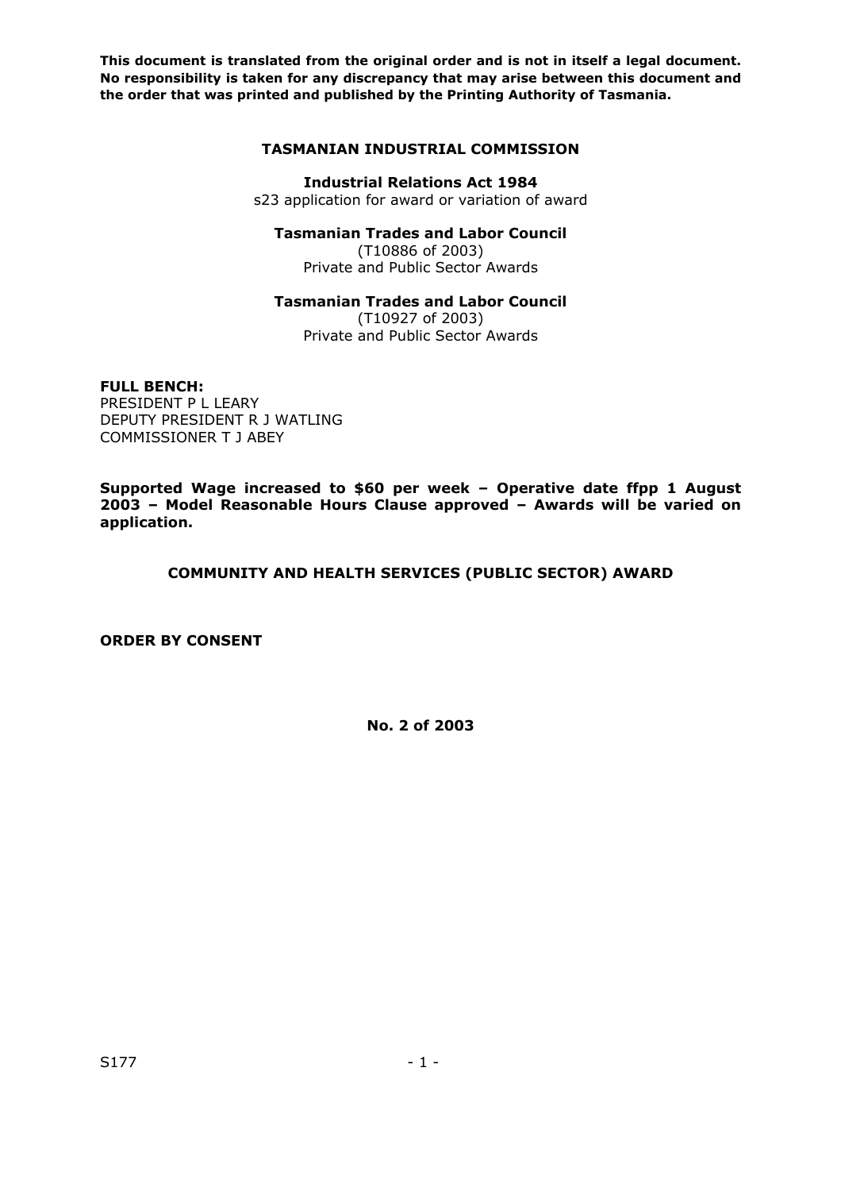**This document is translated from the original order and is not in itself a legal document. No responsibility is taken for any discrepancy that may arise between this document and the order that was printed and published by the Printing Authority of Tasmania.**

# TASMANIAN INDUSTRIAL COMMISSION

**Industrial Relations Act 1984**
s23 application for award or variation of award

**Tasmanian Trades and Labor Council**
(T10886 of 2003)
Private and Public Sector Awards

**Tasmanian Trades and Labor Council**
(T10927 of 2003)
Private and Public Sector Awards

**FULL BENCH:**
PRESIDENT P L LEARY
DEPUTY PRESIDENT R J WATLING
COMMISSIONER T J ABEY

**Supported Wage increased to $60 per week – Operative date ffpp 1 August 2003 – Model Reasonable Hours Clause approved – Awards will be varied on application.**

## COMMUNITY AND HEALTH SERVICES (PUBLIC SECTOR) AWARD

**ORDER BY CONSENT**

**No. 2 of 2003**

S177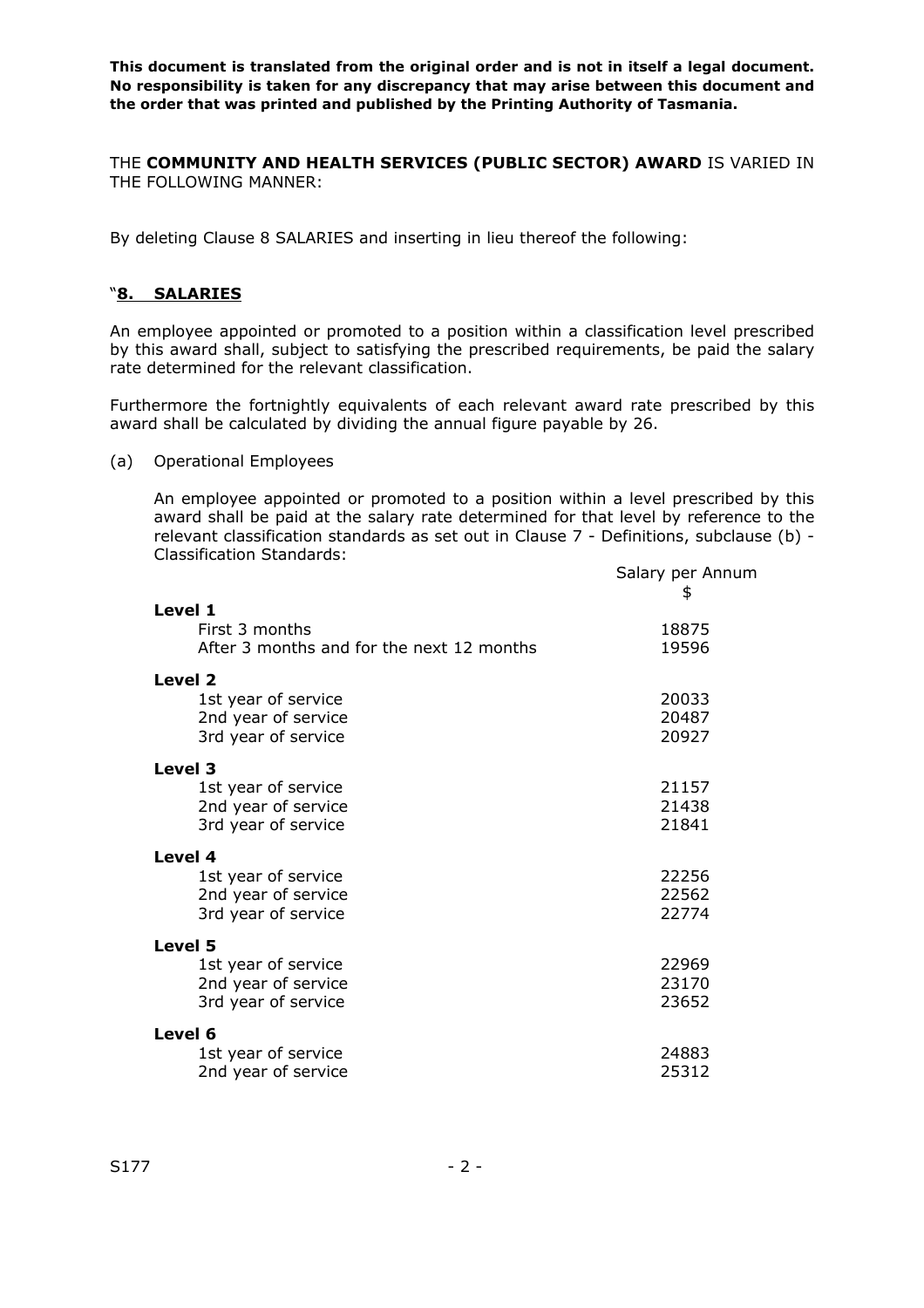**This document is translated from the original order and is not in itself a legal document. No responsibility is taken for any discrepancy that may arise between this document and the order that was printed and published by the Printing Authority of Tasmania.**

THE **COMMUNITY AND HEALTH SERVICES (PUBLIC SECTOR) AWARD** IS VARIED IN THE FOLLOWING MANNER:

By deleting Clause 8 SALARIES and inserting in lieu thereof the following:

"**8. SALARIES**

An employee appointed or promoted to a position within a classification level prescribed by this award shall, subject to satisfying the prescribed requirements, be paid the salary rate determined for the relevant classification.

Furthermore the fortnightly equivalents of each relevant award rate prescribed by this award shall be calculated by dividing the annual figure payable by 26.

(a) Operational Employees

An employee appointed or promoted to a position within a level prescribed by this award shall be paid at the salary rate determined for that level by reference to the relevant classification standards as set out in Clause 7 - Definitions, subclause (b) - Classification Standards:

| | Salary per Annum $ |
|---|---|
| **Level 1** | |
| First 3 months | 18875 |
| After 3 months and for the next 12 months | 19596 |
| **Level 2** | |
| 1st year of service | 20033 |
| 2nd year of service | 20487 |
| 3rd year of service | 20927 |
| **Level 3** | |
| 1st year of service | 21157 |
| 2nd year of service | 21438 |
| 3rd year of service | 21841 |
| **Level 4** | |
| 1st year of service | 22256 |
| 2nd year of service | 22562 |
| 3rd year of service | 22774 |
| **Level 5** | |
| 1st year of service | 22969 |
| 2nd year of service | 23170 |
| 3rd year of service | 23652 |
| **Level 6** | |
| 1st year of service | 24883 |
| 2nd year of service | 25312 |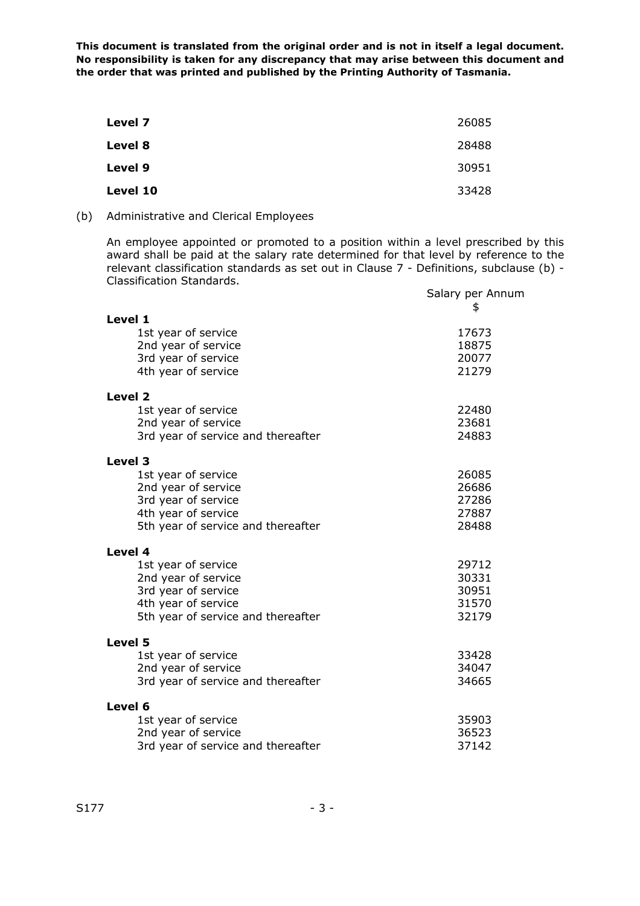**This document is translated from the original order and is not in itself a legal document. No responsibility is taken for any discrepancy that may arise between this document and the order that was printed and published by the Printing Authority of Tasmania.**

| | |
|---|---|
| **Level 7** | 26085 |
| **Level 8** | 28488 |
| **Level 9** | 30951 |
| **Level 10** | 33428 |

(b) Administrative and Clerical Employees

An employee appointed or promoted to a position within a level prescribed by this award shall be paid at the salary rate determined for that level by reference to the relevant classification standards as set out in Clause 7 - Definitions, subclause (b) - Classification Standards.

| | Salary per Annum $ |
|---|---|
| **Level 1** | |
| 1st year of service | 17673 |
| 2nd year of service | 18875 |
| 3rd year of service | 20077 |
| 4th year of service | 21279 |
| **Level 2** | |
| 1st year of service | 22480 |
| 2nd year of service | 23681 |
| 3rd year of service and thereafter | 24883 |
| **Level 3** | |
| 1st year of service | 26085 |
| 2nd year of service | 26686 |
| 3rd year of service | 27286 |
| 4th year of service | 27887 |
| 5th year of service and thereafter | 28488 |
| **Level 4** | |
| 1st year of service | 29712 |
| 2nd year of service | 30331 |
| 3rd year of service | 30951 |
| 4th year of service | 31570 |
| 5th year of service and thereafter | 32179 |
| **Level 5** | |
| 1st year of service | 33428 |
| 2nd year of service | 34047 |
| 3rd year of service and thereafter | 34665 |
| **Level 6** | |
| 1st year of service | 35903 |
| 2nd year of service | 36523 |
| 3rd year of service and thereafter | 37142 |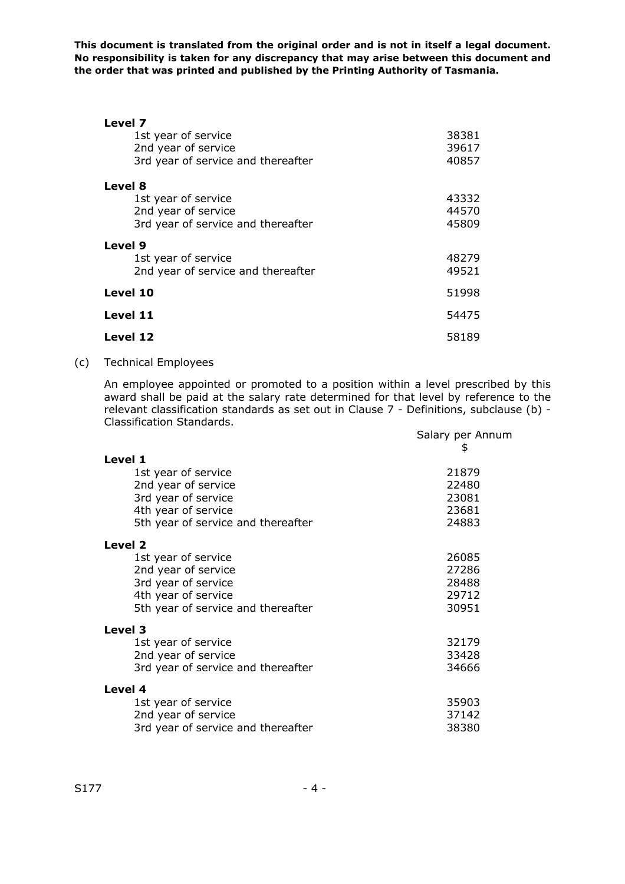This document is translated from the original order and is not in itself a legal document. No responsibility is taken for any discrepancy that may arise between this document and the order that was printed and published by the Printing Authority of Tasmania.

| | |
|---|---|
| **Level 7** | |
| 1st year of service | 38381 |
| 2nd year of service | 39617 |
| 3rd year of service and thereafter | 40857 |
| **Level 8** | |
| 1st year of service | 43332 |
| 2nd year of service | 44570 |
| 3rd year of service and thereafter | 45809 |
| **Level 9** | |
| 1st year of service | 48279 |
| 2nd year of service and thereafter | 49521 |
| **Level 10** | 51998 |
| **Level 11** | 54475 |
| **Level 12** | 58189 |

(c) Technical Employees

An employee appointed or promoted to a position within a level prescribed by this award shall be paid at the salary rate determined for that level by reference to the relevant classification standards as set out in Clause 7 - Definitions, subclause (b) - Classification Standards.

| | Salary per Annum $ |
|---|---|
| **Level 1** | |
| 1st year of service | 21879 |
| 2nd year of service | 22480 |
| 3rd year of service | 23081 |
| 4th year of service | 23681 |
| 5th year of service and thereafter | 24883 |
| **Level 2** | |
| 1st year of service | 26085 |
| 2nd year of service | 27286 |
| 3rd year of service | 28488 |
| 4th year of service | 29712 |
| 5th year of service and thereafter | 30951 |
| **Level 3** | |
| 1st year of service | 32179 |
| 2nd year of service | 33428 |
| 3rd year of service and thereafter | 34666 |
| **Level 4** | |
| 1st year of service | 35903 |
| 2nd year of service | 37142 |
| 3rd year of service and thereafter | 38380 |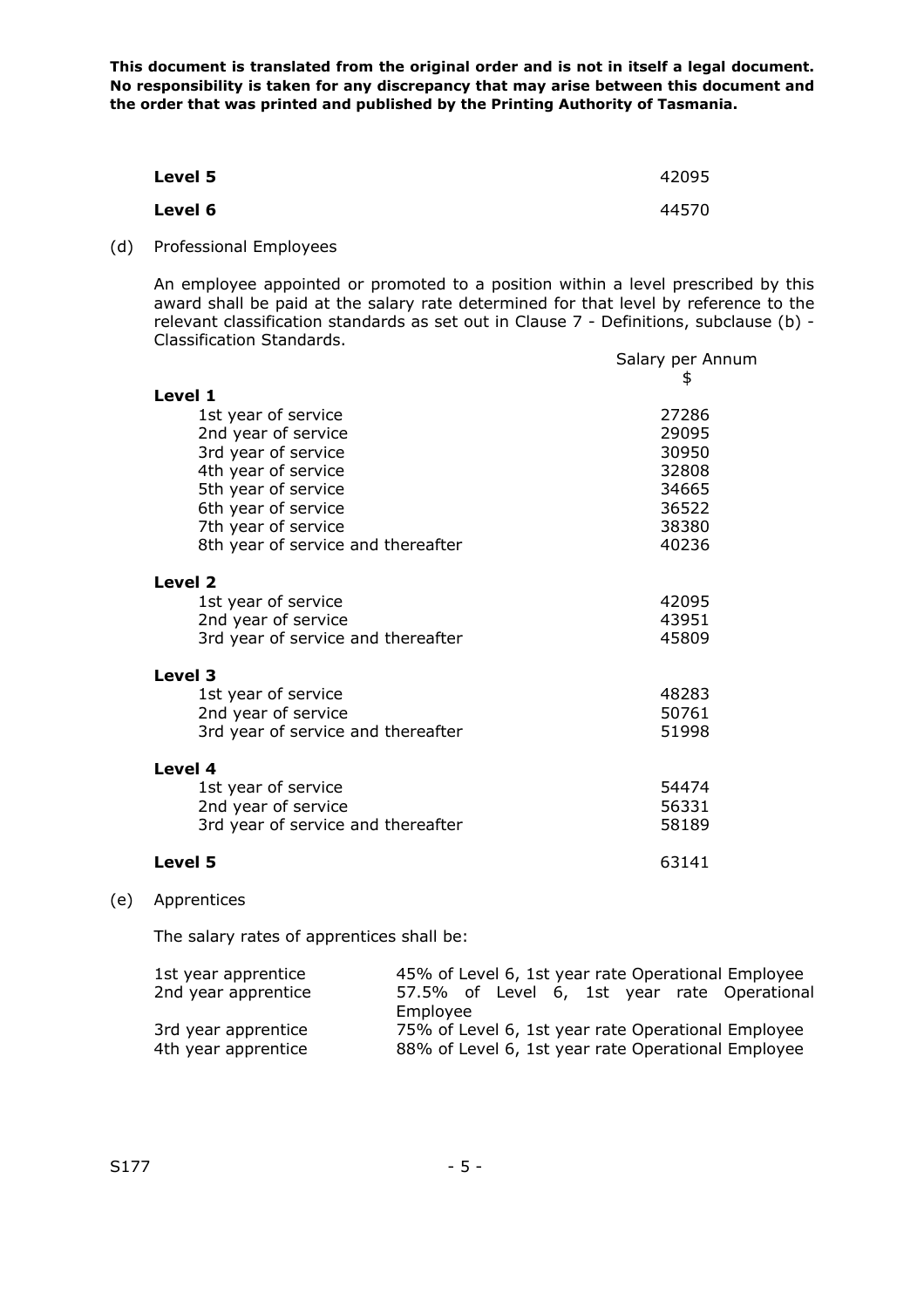**This document is translated from the original order and is not in itself a legal document. No responsibility is taken for any discrepancy that may arise between this document and the order that was printed and published by the Printing Authority of Tasmania.**

| | |
|---|---|
| **Level 5** | 42095 |
| **Level 6** | 44570 |

(d) Professional Employees

An employee appointed or promoted to a position within a level prescribed by this award shall be paid at the salary rate determined for that level by reference to the relevant classification standards as set out in Clause 7 - Definitions, subclause (b) - Classification Standards.

| | Salary per Annum $ |
|---|---|
| **Level 1** | |
| 1st year of service | 27286 |
| 2nd year of service | 29095 |
| 3rd year of service | 30950 |
| 4th year of service | 32808 |
| 5th year of service | 34665 |
| 6th year of service | 36522 |
| 7th year of service | 38380 |
| 8th year of service and thereafter | 40236 |
| **Level 2** | |
| 1st year of service | 42095 |
| 2nd year of service | 43951 |
| 3rd year of service and thereafter | 45809 |
| **Level 3** | |
| 1st year of service | 48283 |
| 2nd year of service | 50761 |
| 3rd year of service and thereafter | 51998 |
| **Level 4** | |
| 1st year of service | 54474 |
| 2nd year of service | 56331 |
| 3rd year of service and thereafter | 58189 |
| **Level 5** | 63141 |

(e) Apprentices

The salary rates of apprentices shall be:

| | |
|---|---|
| 1st year apprentice | 45% of Level 6, 1st year rate Operational Employee |
| 2nd year apprentice | 57.5% of Level 6, 1st year rate Operational Employee |
| 3rd year apprentice | 75% of Level 6, 1st year rate Operational Employee |
| 4th year apprentice | 88% of Level 6, 1st year rate Operational Employee |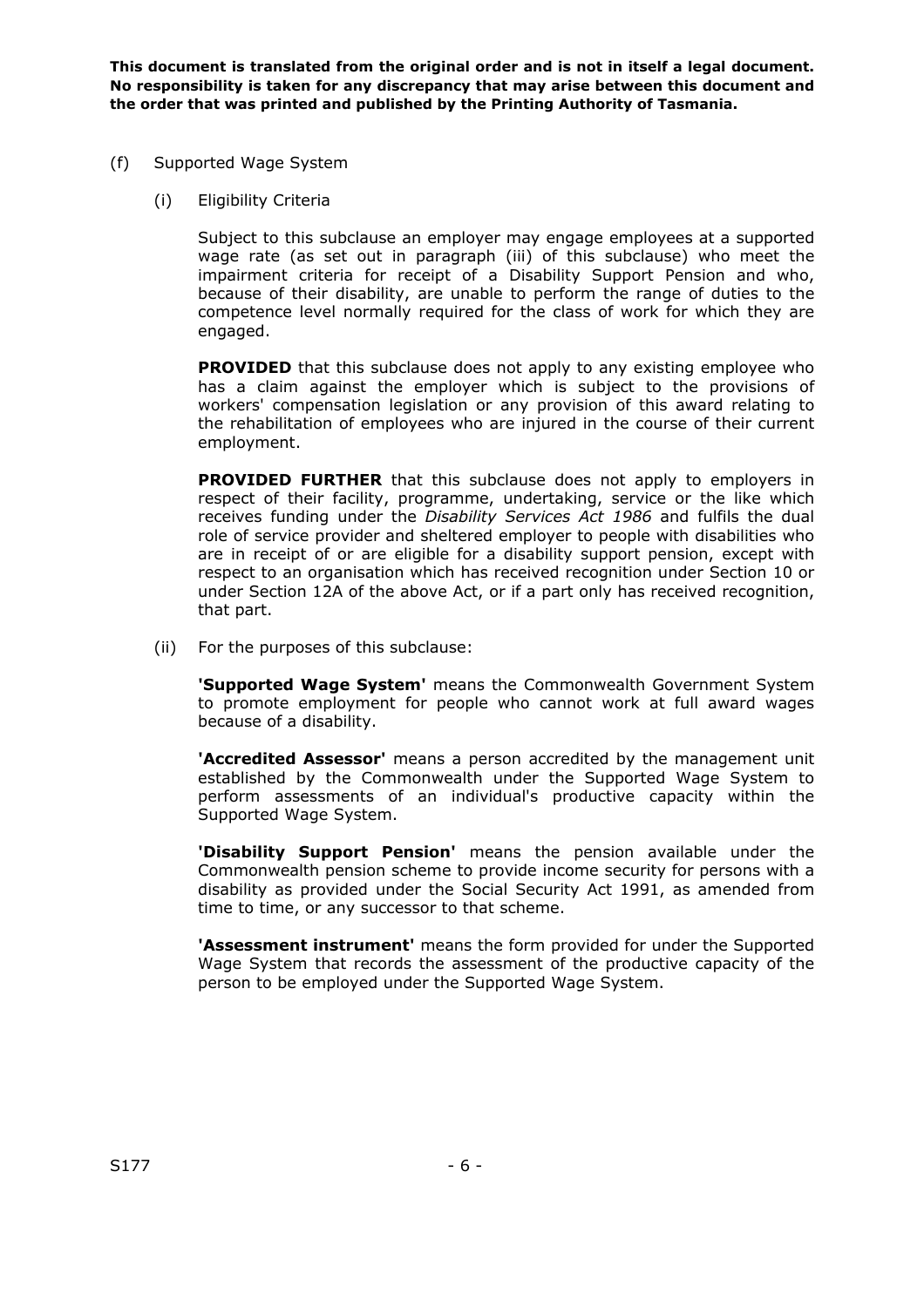**This document is translated from the original order and is not in itself a legal document. No responsibility is taken for any discrepancy that may arise between this document and the order that was printed and published by the Printing Authority of Tasmania.**

(f) Supported Wage System

(i) Eligibility Criteria

Subject to this subclause an employer may engage employees at a supported wage rate (as set out in paragraph (iii) of this subclause) who meet the impairment criteria for receipt of a Disability Support Pension and who, because of their disability, are unable to perform the range of duties to the competence level normally required for the class of work for which they are engaged.

**PROVIDED** that this subclause does not apply to any existing employee who has a claim against the employer which is subject to the provisions of workers' compensation legislation or any provision of this award relating to the rehabilitation of employees who are injured in the course of their current employment.

**PROVIDED FURTHER** that this subclause does not apply to employers in respect of their facility, programme, undertaking, service or the like which receives funding under the *Disability Services Act 1986* and fulfils the dual role of service provider and sheltered employer to people with disabilities who are in receipt of or are eligible for a disability support pension, except with respect to an organisation which has received recognition under Section 10 or under Section 12A of the above Act, or if a part only has received recognition, that part.

(ii) For the purposes of this subclause:

**'Supported Wage System'** means the Commonwealth Government System to promote employment for people who cannot work at full award wages because of a disability.

**'Accredited Assessor'** means a person accredited by the management unit established by the Commonwealth under the Supported Wage System to perform assessments of an individual's productive capacity within the Supported Wage System.

**'Disability Support Pension'** means the pension available under the Commonwealth pension scheme to provide income security for persons with a disability as provided under the Social Security Act 1991, as amended from time to time, or any successor to that scheme.

**'Assessment instrument'** means the form provided for under the Supported Wage System that records the assessment of the productive capacity of the person to be employed under the Supported Wage System.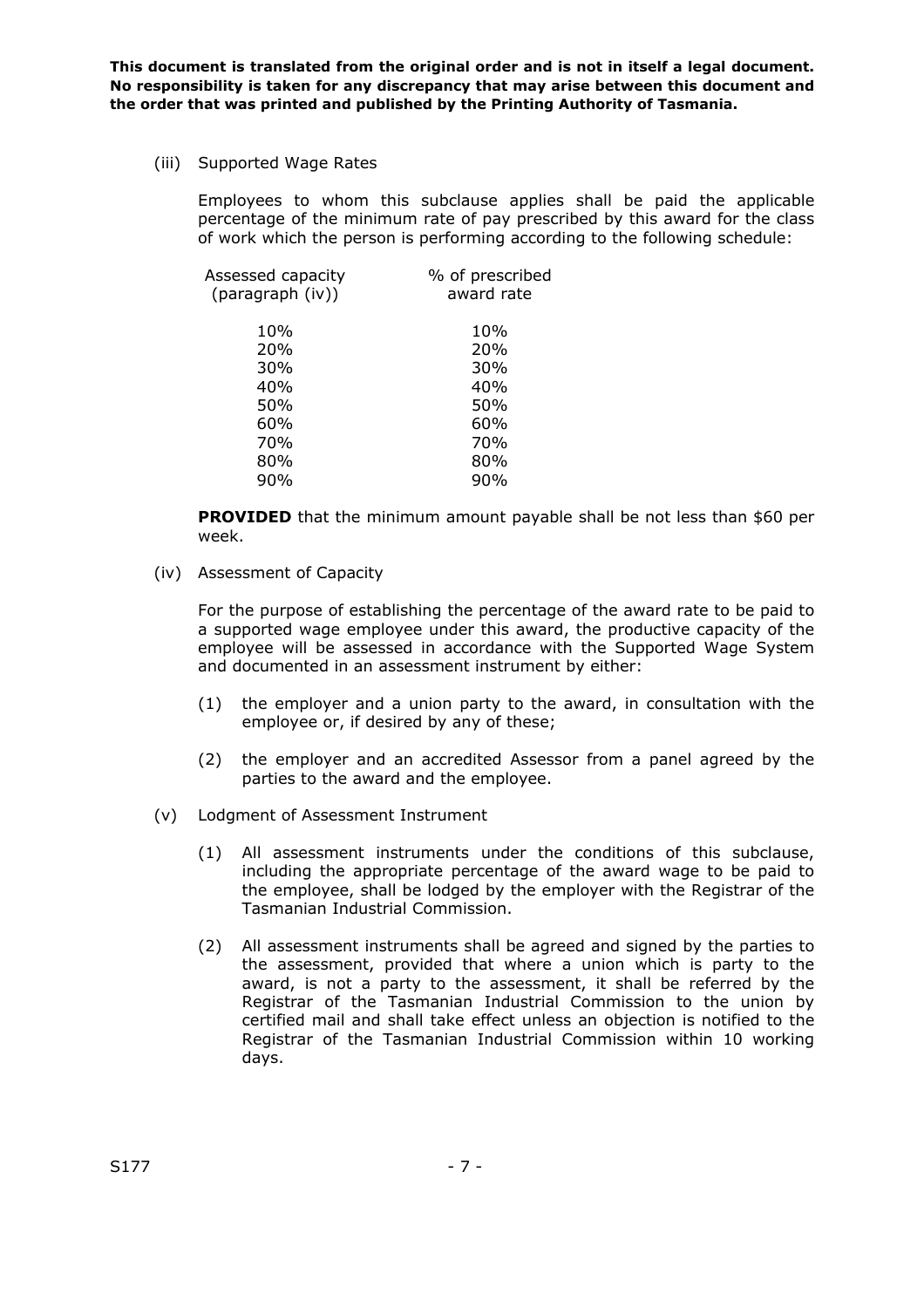**This document is translated from the original order and is not in itself a legal document. No responsibility is taken for any discrepancy that may arise between this document and the order that was printed and published by the Printing Authority of Tasmania.**

(iii) Supported Wage Rates

Employees to whom this subclause applies shall be paid the applicable percentage of the minimum rate of pay prescribed by this award for the class of work which the person is performing according to the following schedule:

| Assessed capacity (paragraph (iv)) | % of prescribed award rate |
|---|---|
| 10% | 10% |
| 20% | 20% |
| 30% | 30% |
| 40% | 40% |
| 50% | 50% |
| 60% | 60% |
| 70% | 70% |
| 80% | 80% |
| 90% | 90% |

**PROVIDED** that the minimum amount payable shall be not less than $60 per week.

(iv) Assessment of Capacity

For the purpose of establishing the percentage of the award rate to be paid to a supported wage employee under this award, the productive capacity of the employee will be assessed in accordance with the Supported Wage System and documented in an assessment instrument by either:

(1) the employer and a union party to the award, in consultation with the employee or, if desired by any of these;

(2) the employer and an accredited Assessor from a panel agreed by the parties to the award and the employee.

(v) Lodgment of Assessment Instrument

(1) All assessment instruments under the conditions of this subclause, including the appropriate percentage of the award wage to be paid to the employee, shall be lodged by the employer with the Registrar of the Tasmanian Industrial Commission.

(2) All assessment instruments shall be agreed and signed by the parties to the assessment, provided that where a union which is party to the award, is not a party to the assessment, it shall be referred by the Registrar of the Tasmanian Industrial Commission to the union by certified mail and shall take effect unless an objection is notified to the Registrar of the Tasmanian Industrial Commission within 10 working days.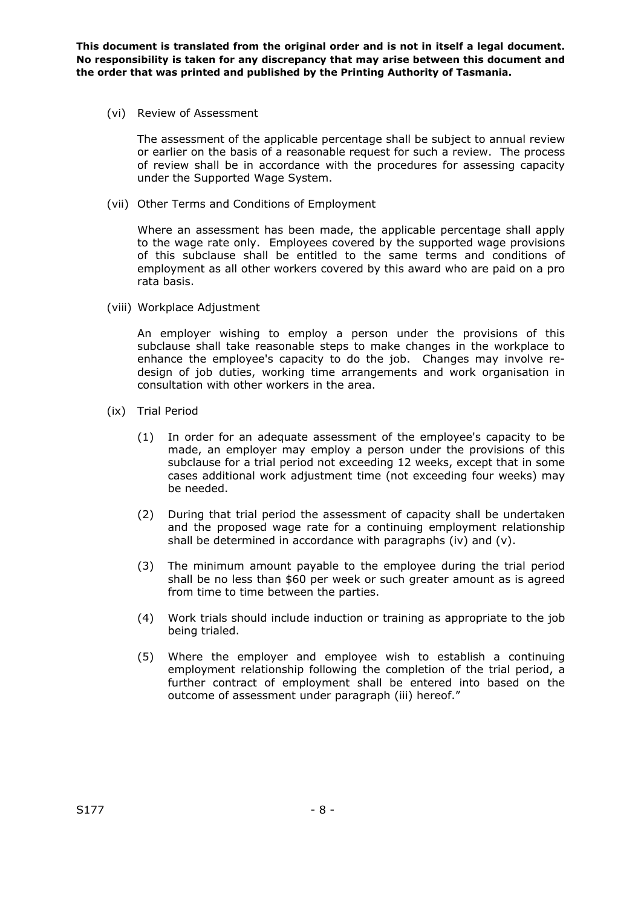**This document is translated from the original order and is not in itself a legal document. No responsibility is taken for any discrepancy that may arise between this document and the order that was printed and published by the Printing Authority of Tasmania.**

(vi) Review of Assessment

The assessment of the applicable percentage shall be subject to annual review or earlier on the basis of a reasonable request for such a review. The process of review shall be in accordance with the procedures for assessing capacity under the Supported Wage System.

(vii) Other Terms and Conditions of Employment

Where an assessment has been made, the applicable percentage shall apply to the wage rate only. Employees covered by the supported wage provisions of this subclause shall be entitled to the same terms and conditions of employment as all other workers covered by this award who are paid on a pro rata basis.

(viii) Workplace Adjustment

An employer wishing to employ a person under the provisions of this subclause shall take reasonable steps to make changes in the workplace to enhance the employee's capacity to do the job. Changes may involve re-design of job duties, working time arrangements and work organisation in consultation with other workers in the area.

(ix) Trial Period

(1) In order for an adequate assessment of the employee's capacity to be made, an employer may employ a person under the provisions of this subclause for a trial period not exceeding 12 weeks, except that in some cases additional work adjustment time (not exceeding four weeks) may be needed.

(2) During that trial period the assessment of capacity shall be undertaken and the proposed wage rate for a continuing employment relationship shall be determined in accordance with paragraphs (iv) and (v).

(3) The minimum amount payable to the employee during the trial period shall be no less than $60 per week or such greater amount as is agreed from time to time between the parties.

(4) Work trials should include induction or training as appropriate to the job being trialed.

(5) Where the employer and employee wish to establish a continuing employment relationship following the completion of the trial period, a further contract of employment shall be entered into based on the outcome of assessment under paragraph (iii) hereof."

S177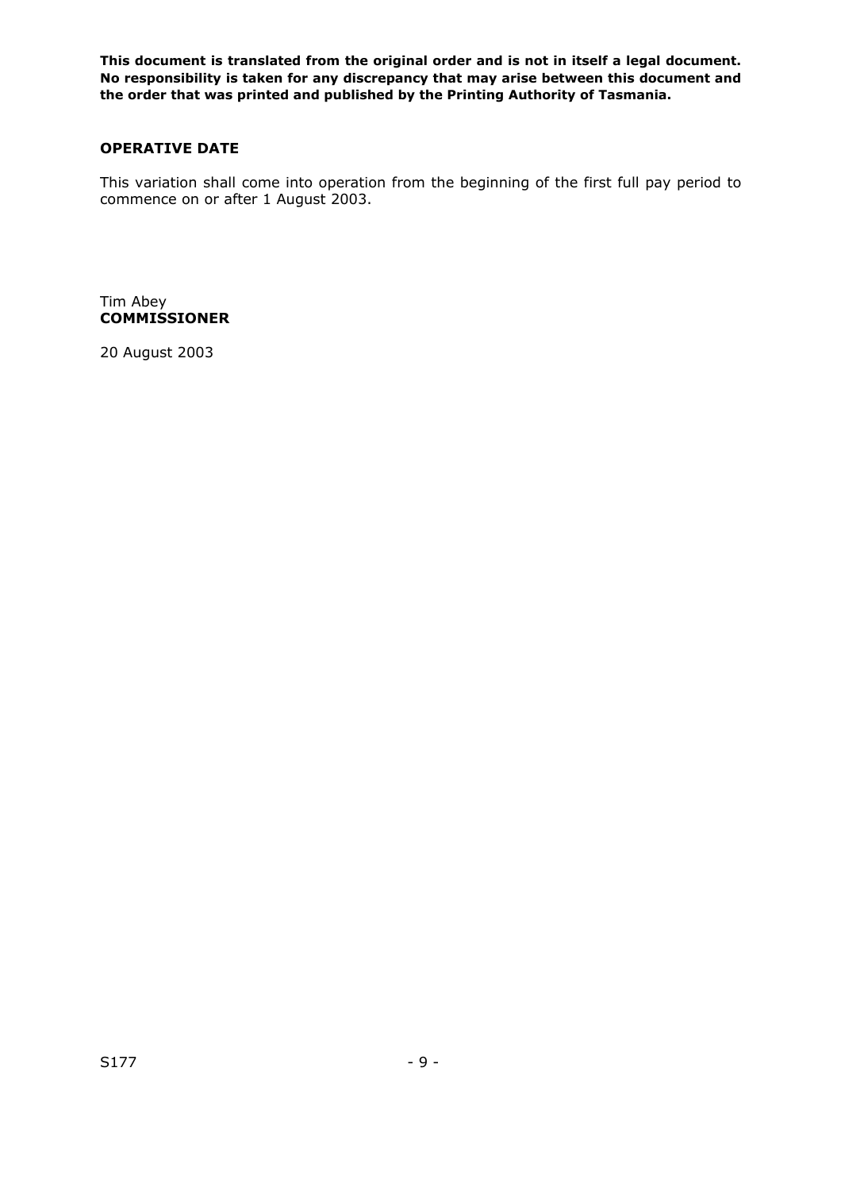**This document is translated from the original order and is not in itself a legal document. No responsibility is taken for any discrepancy that may arise between this document and the order that was printed and published by the Printing Authority of Tasmania.**

## OPERATIVE DATE

This variation shall come into operation from the beginning of the first full pay period to commence on or after 1 August 2003.

Tim Abey
**COMMISSIONER**

20 August 2003